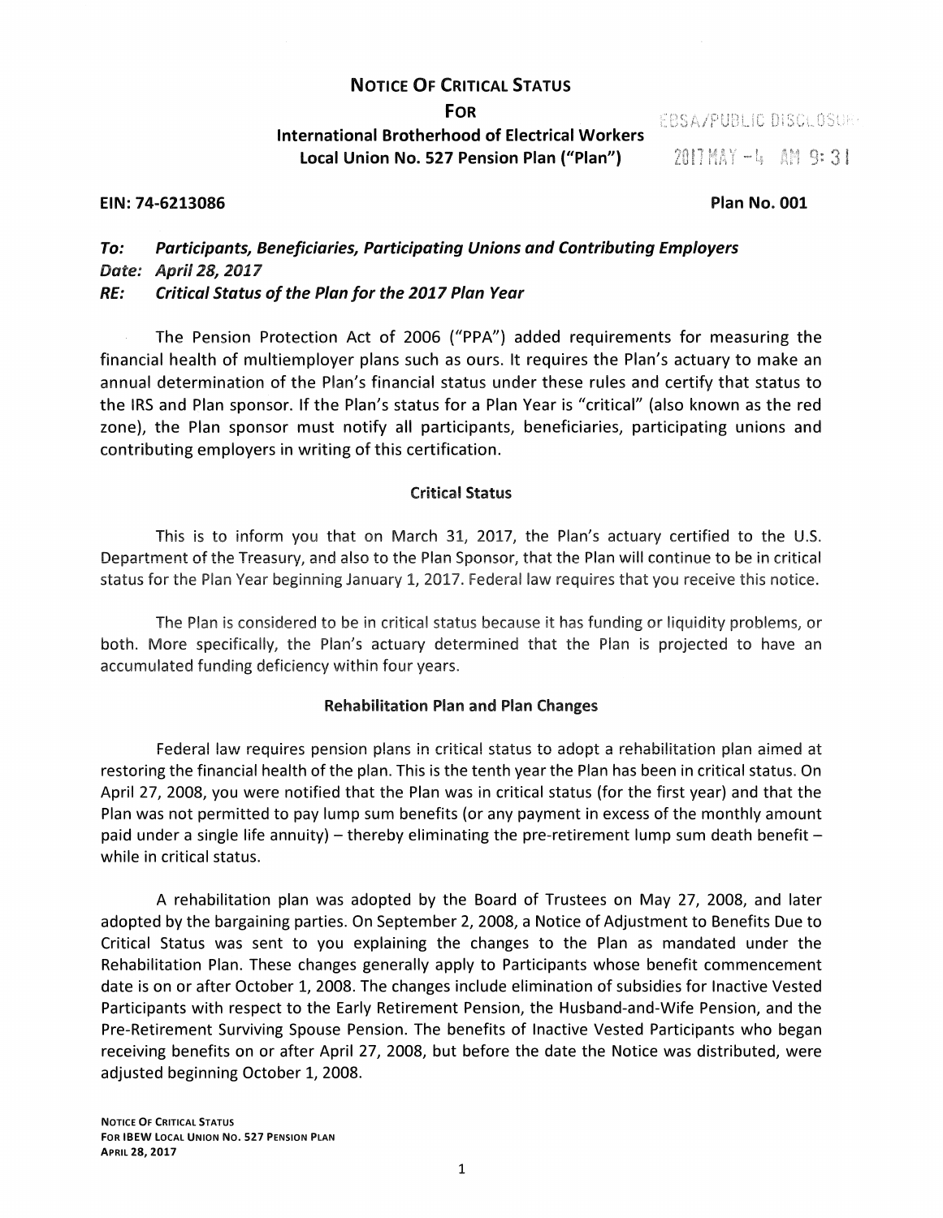# NOTICE OF CRITICAL STATUS

## FOR

## International Brotherhood of Electrical Workers Local Union No. 527 Pension Plan ("Plan")

EBSA/PUBLIC DISCLOSURE

2017 MAY -4 AM 9:31

**EIN: 74-6213086** **Plan No. 001**

***To: Participants, Beneficiaries, Participating Unions and Contributing Employers***
***Date: April 28, 2017***
***RE: Critical Status of the Plan for the 2017 Plan Year***

The Pension Protection Act of 2006 ("PPA") added requirements for measuring the financial health of multiemployer plans such as ours. It requires the Plan's actuary to make an annual determination of the Plan's financial status under these rules and certify that status to the IRS and Plan sponsor. If the Plan's status for a Plan Year is "critical" (also known as the red zone), the Plan sponsor must notify all participants, beneficiaries, participating unions and contributing employers in writing of this certification.

### Critical Status

This is to inform you that on March 31, 2017, the Plan's actuary certified to the U.S. Department of the Treasury, and also to the Plan Sponsor, that the Plan will continue to be in critical status for the Plan Year beginning January 1, 2017. Federal law requires that you receive this notice.

The Plan is considered to be in critical status because it has funding or liquidity problems, or both. More specifically, the Plan's actuary determined that the Plan is projected to have an accumulated funding deficiency within four years.

### Rehabilitation Plan and Plan Changes

Federal law requires pension plans in critical status to adopt a rehabilitation plan aimed at restoring the financial health of the plan. This is the tenth year the Plan has been in critical status. On April 27, 2008, you were notified that the Plan was in critical status (for the first year) and that the Plan was not permitted to pay lump sum benefits (or any payment in excess of the monthly amount paid under a single life annuity) – thereby eliminating the pre-retirement lump sum death benefit – while in critical status.

A rehabilitation plan was adopted by the Board of Trustees on May 27, 2008, and later adopted by the bargaining parties. On September 2, 2008, a Notice of Adjustment to Benefits Due to Critical Status was sent to you explaining the changes to the Plan as mandated under the Rehabilitation Plan. These changes generally apply to Participants whose benefit commencement date is on or after October 1, 2008. The changes include elimination of subsidies for Inactive Vested Participants with respect to the Early Retirement Pension, the Husband-and-Wife Pension, and the Pre-Retirement Surviving Spouse Pension. The benefits of Inactive Vested Participants who began receiving benefits on or after April 27, 2008, but before the date the Notice was distributed, were adjusted beginning October 1, 2008.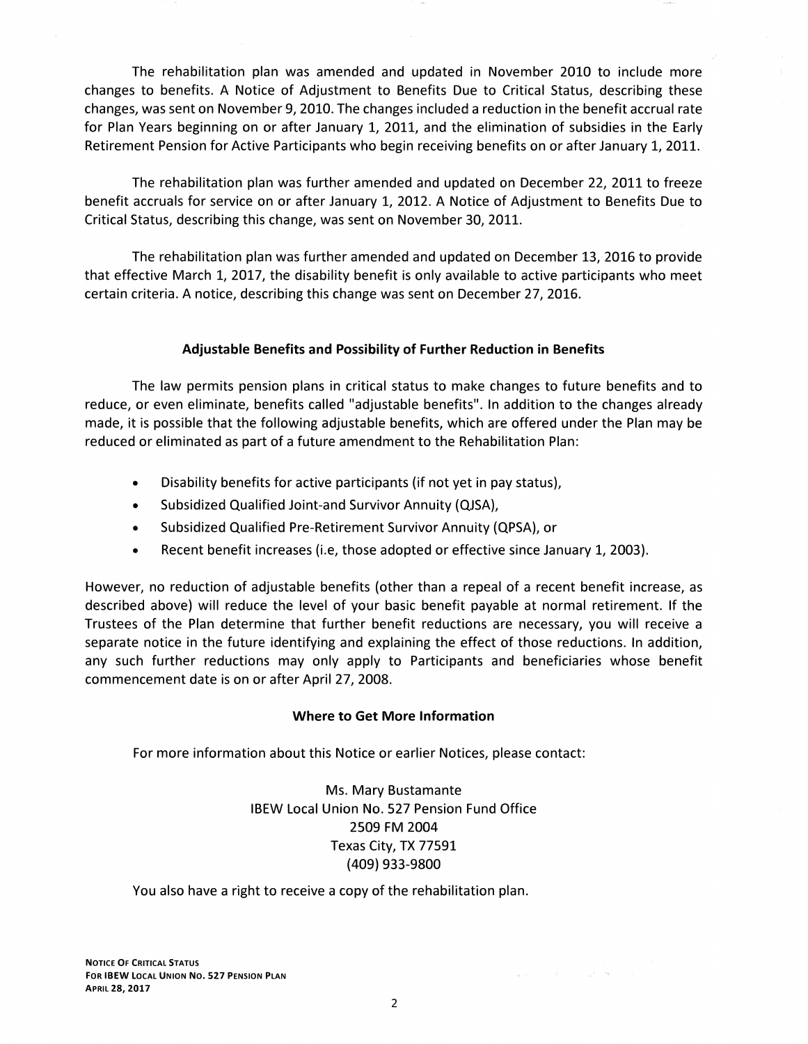The rehabilitation plan was amended and updated in November 2010 to include more changes to benefits. A Notice of Adjustment to Benefits Due to Critical Status, describing these changes, was sent on November 9, 2010. The changes included a reduction in the benefit accrual rate for Plan Years beginning on or after January 1, 2011, and the elimination of subsidies in the Early Retirement Pension for Active Participants who begin receiving benefits on or after January 1, 2011.

The rehabilitation plan was further amended and updated on December 22, 2011 to freeze benefit accruals for service on or after January 1, 2012. A Notice of Adjustment to Benefits Due to Critical Status, describing this change, was sent on November 30, 2011.

The rehabilitation plan was further amended and updated on December 13, 2016 to provide that effective March 1, 2017, the disability benefit is only available to active participants who meet certain criteria. A notice, describing this change was sent on December 27, 2016.

## Adjustable Benefits and Possibility of Further Reduction in Benefits

The law permits pension plans in critical status to make changes to future benefits and to reduce, or even eliminate, benefits called "adjustable benefits". In addition to the changes already made, it is possible that the following adjustable benefits, which are offered under the Plan may be reduced or eliminated as part of a future amendment to the Rehabilitation Plan:

- Disability benefits for active participants (if not yet in pay status),
- Subsidized Qualified Joint-and Survivor Annuity (QJSA),
- Subsidized Qualified Pre-Retirement Survivor Annuity (QPSA), or
- Recent benefit increases (i.e, those adopted or effective since January 1, 2003).

However, no reduction of adjustable benefits (other than a repeal of a recent benefit increase, as described above) will reduce the level of your basic benefit payable at normal retirement. If the Trustees of the Plan determine that further benefit reductions are necessary, you will receive a separate notice in the future identifying and explaining the effect of those reductions. In addition, any such further reductions may only apply to Participants and beneficiaries whose benefit commencement date is on or after April 27, 2008.

## Where to Get More Information

For more information about this Notice or earlier Notices, please contact:

Ms. Mary Bustamante
IBEW Local Union No. 527 Pension Fund Office
2509 FM 2004
Texas City, TX 77591
(409) 933-9800

You also have a right to receive a copy of the rehabilitation plan.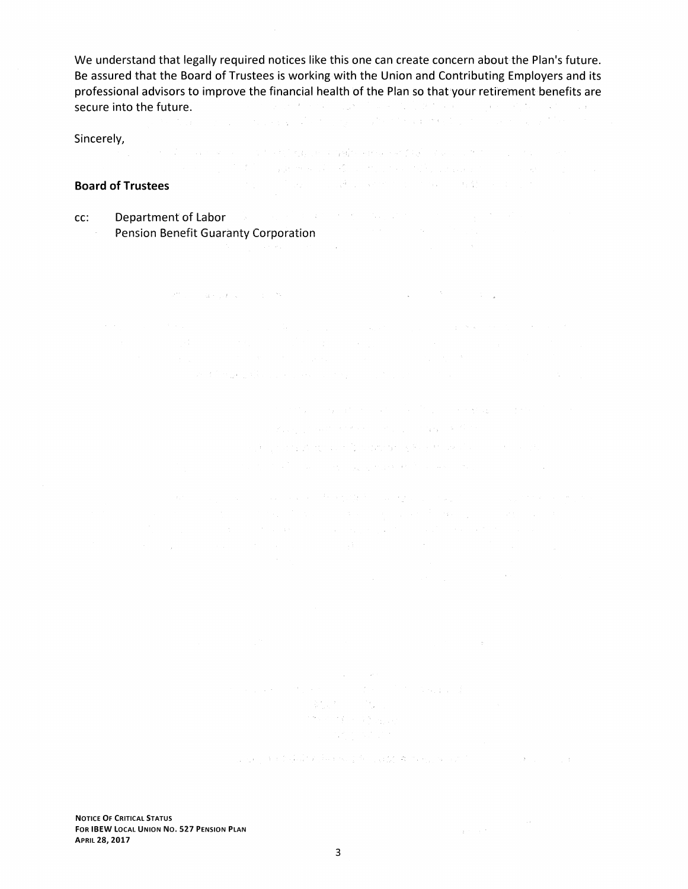We understand that legally required notices like this one can create concern about the Plan's future. Be assured that the Board of Trustees is working with the Union and Contributing Employers and its professional advisors to improve the financial health of the Plan so that your retirement benefits are secure into the future.

Sincerely,

**Board of Trustees**

cc: Department of Labor
Pension Benefit Guaranty Corporation